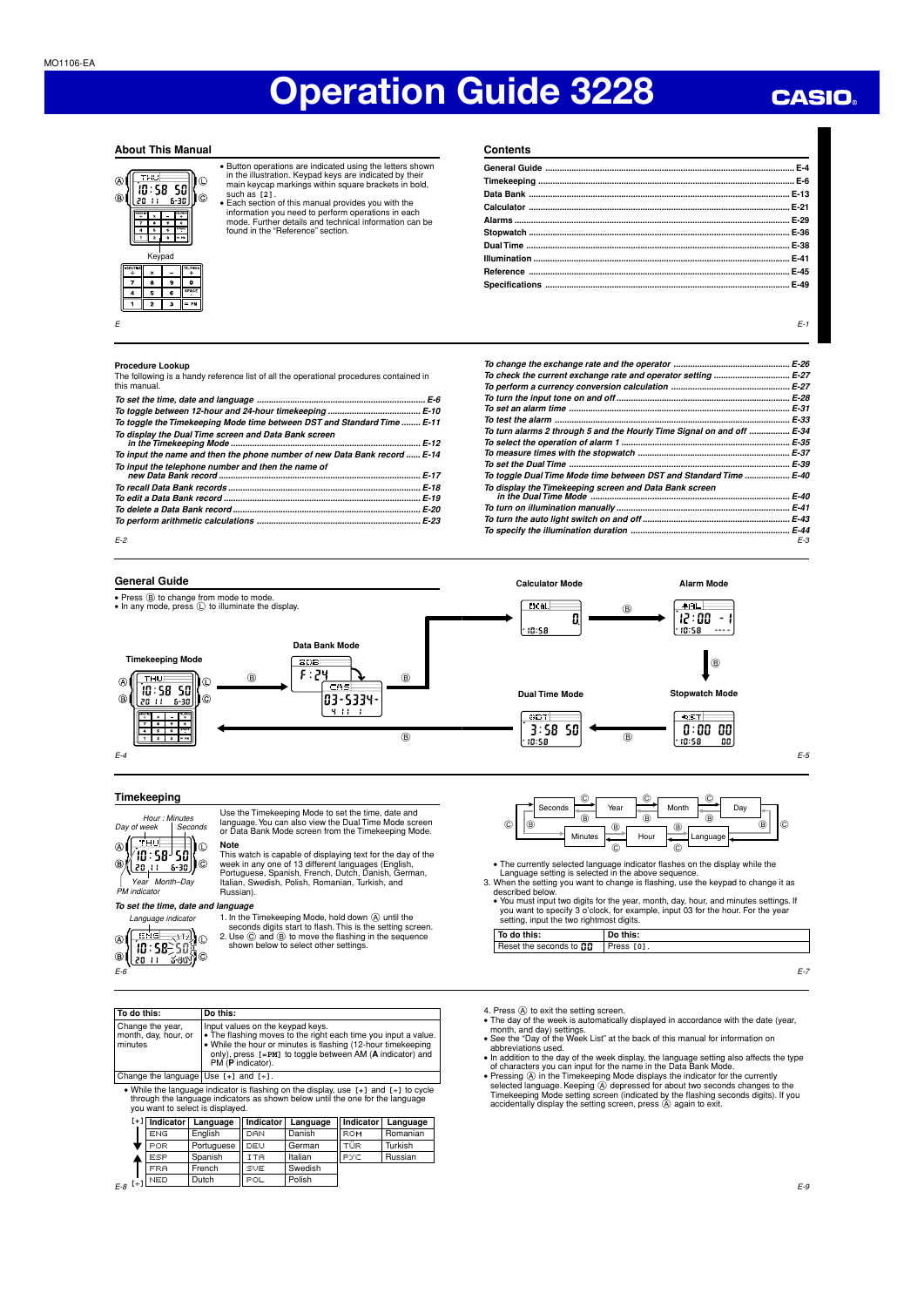MO1106-EA

# Operation Guide 3228

CASIO

## About This Manual

Keypad

- Button operations are indicated using the letters shown in the illustration. Keypad keys are indicated by their main keycap markings within square brackets in bold, such as [2].
- Each section of this manual provides you with the information you need to perform operations in each mode. Further details and technical information can be found in the "Reference" section.

## Contents

| | |
|---|---|
| General Guide | E-4 |
| Timekeeping | E-6 |
| Data Bank | E-13 |
| Calculator | E-21 |
| Alarms | E-29 |
| Stopwatch | E-36 |
| Dual Time | E-38 |
| Illumination | E-41 |
| Reference | E-45 |
| Specifications | E-49 |

### Procedure Lookup

The following is a handy reference list of all the operational procedures contained in this manual.

| | |
|---|---|
| *To set the time, date and language* | *E-6* |
| *To toggle between 12-hour and 24-hour timekeeping* | *E-10* |
| *To toggle the Timekeeping Mode time between DST and Standard Time* | *E-11* |
| *To display the Dual Time screen and Data Bank screen in the Timekeeping Mode* | *E-12* |
| *To input the name and then the phone number of new Data Bank record* | *E-14* |
| *To input the telephone number and then the name of new Data Bank record* | *E-17* |
| *To recall Data Bank records* | *E-18* |
| *To edit a Data Bank record* | *E-19* |
| *To delete a Data Bank record* | *E-20* |
| *To perform arithmetic calculations* | *E-23* |
| *To change the exchange rate and the operator* | *E-26* |
| *To check the current exchange rate and operator setting* | *E-27* |
| *To perform a currency conversion calculation* | *E-27* |
| *To turn the input tone on and off* | *E-28* |
| *To set an alarm time* | *E-31* |
| *To test the alarm* | *E-33* |
| *To turn alarms 2 through 5 and the Hourly Time Signal on and off* | *E-34* |
| *To select the operation of alarm 1* | *E-35* |
| *To measure times with the stopwatch* | *E-37* |
| *To set the Dual Time* | *E-39* |
| *To toggle Dual Time Mode time between DST and Standard Time* | *E-40* |
| *To display the Timekeeping screen and Data Bank screen in the Dual Time Mode* | *E-40* |
| *To turn on illumination manually* | *E-41* |
| *To turn the auto light switch on and off* | *E-43* |
| *To specify the illumination duration* | *E-44* |

## General Guide

- Press Ⓑ to change from mode to mode.
- In any mode, press Ⓛ to illuminate the display.

Timekeeping Mode → Ⓑ → Data Bank Mode → Ⓑ → Calculator Mode → Ⓑ → Alarm Mode → Ⓑ → Stopwatch Mode → Ⓑ → Dual Time Mode → Ⓑ → Timekeeping Mode

## Timekeeping

Hour : Minutes, Seconds, Day of week, Year, Month–Day, PM indicator

Use the Timekeeping Mode to set the time, date and language. You can also view the Dual Time Mode screen or Data Bank Mode screen from the Timekeeping Mode.

**Note**

This watch is capable of displaying text for the day of the week in any one of 13 different languages (English, Portuguese, Spanish, French, Dutch, Danish, German, Italian, Swedish, Polish, Romanian, Turkish, and Russian).

### *To set the time, date and language*

Language indicator

1. In the Timekeeping Mode, hold down Ⓐ until the seconds digits start to flash. This is the setting screen.
2. Use Ⓒ and Ⓑ to move the flashing in the sequence shown below to select other settings.

Seconds → Year → Month → Day → Language → Hour → Minutes → Seconds (Ⓒ forward, Ⓑ backward)

- The currently selected language indicator flashes on the display while the Language setting is selected in the above sequence.

3. When the setting you want to change is flashing, use the keypad to change it as described below.
   - You must input two digits for the year, month, day, hour, and minutes settings. If you want to specify 3 o'clock, for example, input 03 for the hour. For the year setting, input the two rightmost digits.

| To do this: | Do this: |
|---|---|
| Reset the seconds to 00 | Press [0]. |
| Change the year, month, day, hour, or minutes | Input values on the keypad keys.<br>• The flashing moves to the right each time you input a value.<br>• While the hour or minutes is flashing (12-hour timekeeping only), press [=PM] to toggle between AM (**A** indicator) and PM (**P** indicator). |
| Change the language | Use [+] and [÷]. |

- While the language indicator is flashing on the display, use [+] and [÷] to cycle through the language indicators as shown below until the one for the language you want to select is displayed.

| Indicator | Language | Indicator | Language | Indicator | Language |
|---|---|---|---|---|---|
| ENG | English | DAN | Danish | ROM | Romanian |
| POR | Portuguese | DEU | German | TÜR | Turkish |
| ESP | Spanish | ITA | Italian | PYC | Russian |
| FRA | French | SVE | Swedish | | |
| NED | Dutch | POL | Polish | | |

4. Press Ⓐ to exit the setting screen.

- The day of the week is automatically displayed in accordance with the date (year, month, and day) settings.
- See the "Day of the Week List" at the back of this manual for information on abbreviations used.
- In addition to the day of the week display, the language setting also affects the type of characters you can input for the name in the Data Bank Mode.
- Pressing Ⓐ in the Timekeeping Mode displays the indicator for the currently selected language. Keeping Ⓐ depressed for about two seconds changes to the Timekeeping Mode setting screen (indicated by the flashing seconds digits). If you accidentally display the setting screen, press Ⓐ again to exit.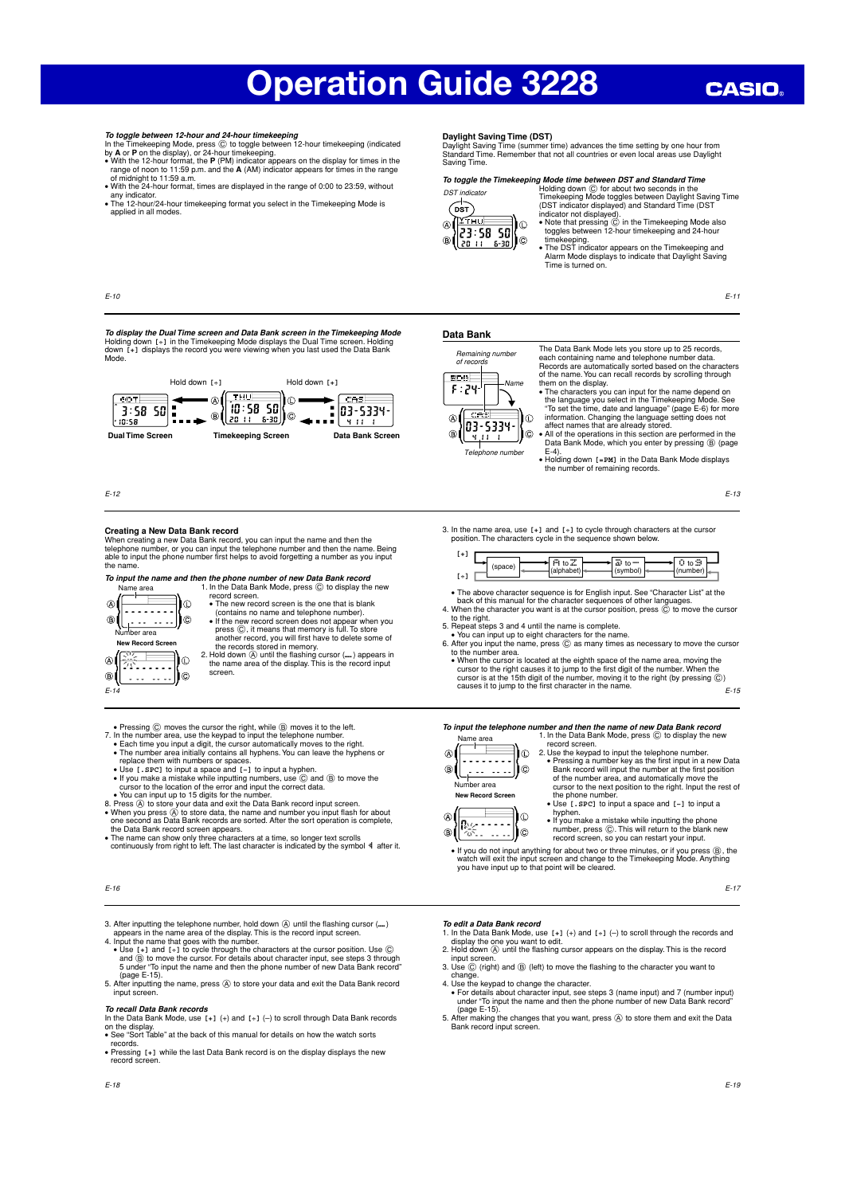# Operation Guide 3228

*To toggle between 12-hour and 24-hour timekeeping*

In the Timekeeping Mode, press Ⓒ to toggle between 12-hour timekeeping (indicated by **A** or **P** on the display), or 24-hour timekeeping.

- With the 12-hour format, the **P** (PM) indicator appears on the display for times in the range of noon to 11:59 p.m. and the **A** (AM) indicator appears for times in the range of midnight to 11:59 a.m.
- With the 24-hour format, times are displayed in the range of 0:00 to 23:59, without any indicator.
- The 12-hour/24-hour timekeeping format you select in the Timekeeping Mode is applied in all modes.

### Daylight Saving Time (DST)

Daylight Saving Time (summer time) advances the time setting by one hour from Standard Time. Remember that not all countries or even local areas use Daylight Saving Time.

*To toggle the Timekeeping Mode time between DST and Standard Time*

DST indicator

Holding down Ⓒ for about two seconds in the Timekeeping Mode toggles between Daylight Saving Time (DST indicator displayed) and Standard Time (DST indicator not displayed).

- Note that pressing Ⓒ in the Timekeeping Mode also toggles between 12-hour timekeeping and 24-hour timekeeping.
- The DST indicator appears on the Timekeeping and Alarm Mode displays to indicate that Daylight Saving Time is turned on.

*To display the Dual Time screen and Data Bank screen in the Timekeeping Mode*

Holding down [÷] in the Timekeeping Mode displays the Dual Time screen. Holding down [+] displays the record you were viewing when you last used the Data Bank Mode.

Hold down [÷] — Hold down [+]

Dual Time Screen — Timekeeping Screen — Data Bank Screen

### Data Bank

Remaining number of records

Name

Telephone number

The Data Bank Mode lets you store up to 25 records, each containing name and telephone number data. Records are automatically sorted based on the characters of the name. You can recall records by scrolling through them on the display.

- The characters you can input for the name depend on the language you select in the Timekeeping Mode. See "To set the time, date and language" (page E-6) for more information. Changing the language setting does not affect names that are already stored.
- All of the operations in this section are performed in the Data Bank Mode, which you enter by pressing Ⓑ (page E-4).
- Holding down [=PM] in the Data Bank Mode displays the number of remaining records.

### Creating a New Data Bank record

When creating a new Data Bank record, you can input the name and then the telephone number, or you can input the telephone number and then the name. Being able to input the phone number first helps to avoid forgetting a number as you input the name.

*To input the name and then the phone number of new Data Bank record*

Name area

Number area

New Record Screen

1. In the Data Bank Mode, press Ⓒ to display the new record screen.
   - The new record screen is the one that is blank (contains no name and telephone number).
   - If the new record screen does not appear when you press Ⓒ, it means that memory is full. To store another record, you will first have to delete some of the records stored in memory.
2. Hold down Ⓐ until the flashing cursor (▁) appears in the name area of the display. This is the record input screen.
3. In the name area, use [+] and [÷] to cycle through characters at the cursor position. The characters cycle in the sequence shown below.

[+] → (space) → A to Z (alphabet) → symbol to — (symbol) → 0 to 9 (number) ; [÷] reverses the sequence.

- The above character sequence is for English input. See "Character List" at the back of this manual for the character sequences of other languages.

4. When the character you want is at the cursor position, press Ⓒ to move the cursor to the right.
5. Repeat steps 3 and 4 until the name is complete.
   - You can input up to eight characters for the name.
6. After you input the name, press Ⓒ as many times as necessary to move the cursor to the number area.
   - When the cursor is located at the eighth space of the name area, moving the cursor to the right causes it to jump to the first digit of the number. When the cursor is at the 15th digit of the number, moving it to the right (by pressing Ⓒ) causes it to jump to the first character in the name.
   - Pressing Ⓒ moves the cursor the right, while Ⓑ moves it to the left.
7. In the number area, use the keypad to input the telephone number.
   - Each time you input a digit, the cursor automatically moves to the right.
   - The number area initially contains all hyphens. You can leave the hyphens or replace them with numbers or spaces.
   - Use [.SPC] to input a space and [–] to input a hyphen.
   - If you make a mistake while inputting numbers, use Ⓒ and Ⓑ to move the cursor to the location of the error and input the correct data.
   - You can input up to 15 digits for the number.
8. Press Ⓐ to store your data and exit the Data Bank record input screen.

- When you press Ⓐ to store data, the name and number you input flash for about one second as Data Bank records are sorted. After the sort operation is complete, the Data Bank record screen appears.
- The name can show only three characters at a time, so longer text scrolls continuously from right to left. The last character is indicated by the symbol ◂ after it.

*To input the telephone number and then the name of new Data Bank record*

Name area

Number area

New Record Screen

1. In the Data Bank Mode, press Ⓒ to display the new record screen.
2. Use the keypad to input the telephone number.
   - Pressing a number key as the first input in a new Data Bank record will input the number at the first position of the number area, and automatically move the cursor to the next position to the right. Input the rest of the phone number.
   - Use [.SPC] to input a space and [–] to input a hyphen.
   - If you make a mistake while inputting the phone number, press Ⓒ. This will return to the blank new record screen, so you can restart your input.

- If you do not input anything for about two or three minutes, or if you press Ⓑ, the watch will exit the input screen and change to the Timekeeping Mode. Anything you have input up to that point will be cleared.

3. After inputting the telephone number, hold down Ⓐ until the flashing cursor (▁) appears in the name area of the display. This is the record input screen.
4. Input the name that goes with the number.
   - Use [+] and [÷] to cycle through the characters at the cursor position. Use Ⓒ and Ⓑ to move the cursor. For details about character input, see steps 3 through 5 under "To input the name and then the phone number of new Data Bank record" (page E-15).
5. After inputting the name, press Ⓐ to store your data and exit the Data Bank record input screen.

*To recall Data Bank records*

In the Data Bank Mode, use [+] (+) and [÷] (–) to scroll through Data Bank records on the display.

- See "Sort Table" at the back of this manual for details on how the watch sorts records.
- Pressing [+] while the last Data Bank record is on the display displays the new record screen.

*To edit a Data Bank record*

1. In the Data Bank Mode, use [+] (+) and [÷] (–) to scroll through the records and display the one you want to edit.
2. Hold down Ⓐ until the flashing cursor appears on the display. This is the record input screen.
3. Use Ⓒ (right) and Ⓑ (left) to move the flashing to the character you want to change.
4. Use the keypad to change the character.
   - For details about character input, see steps 3 (name input) and 7 (number input) under "To input the name and then the phone number of new Data Bank record" (page E-15).
5. After making the changes that you want, press Ⓐ to store them and exit the Data Bank record input screen.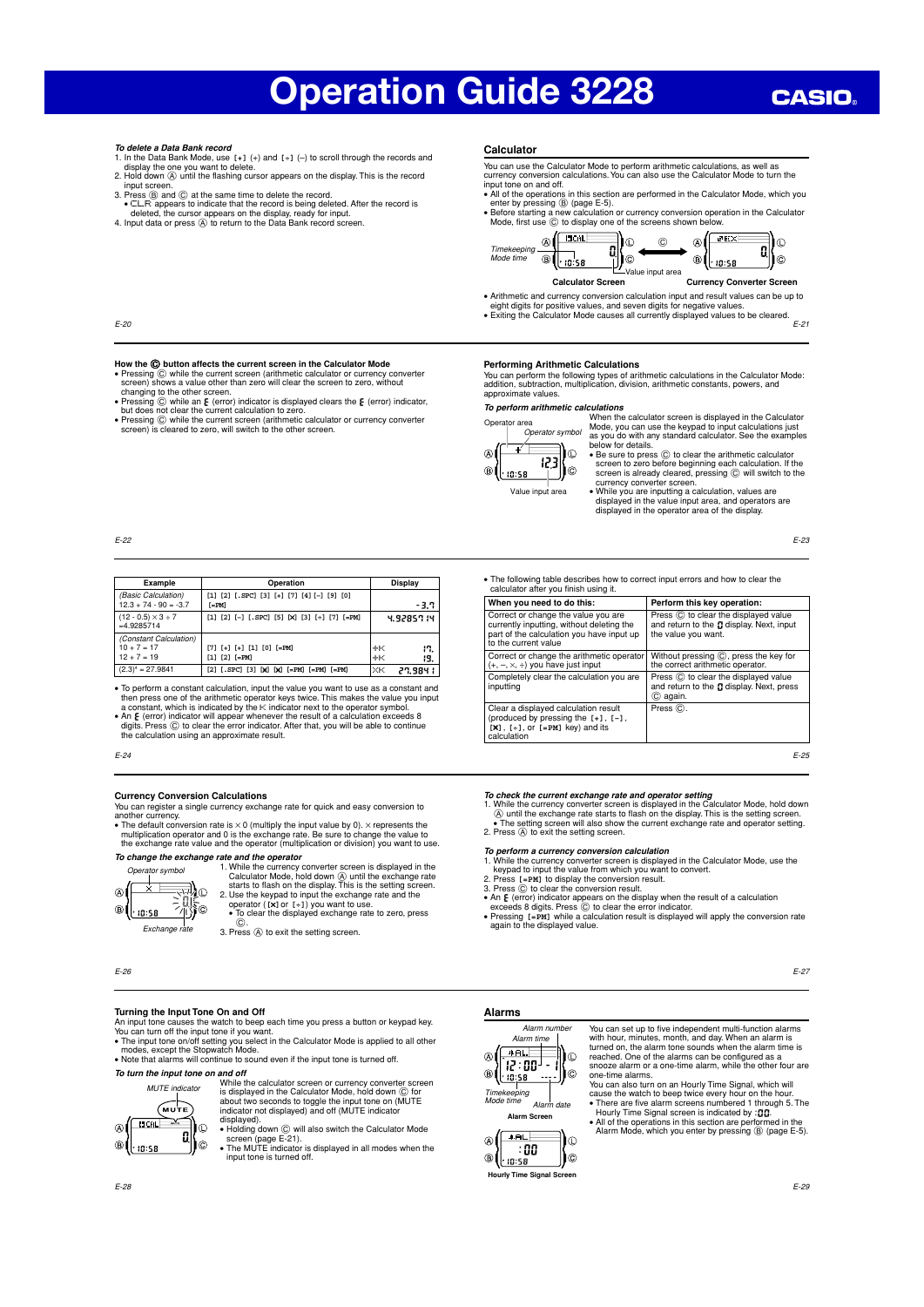# Operation Guide 3228

CASIO

*To delete a Data Bank record*

1. In the Data Bank Mode, use [+] (+) and [÷] (–) to scroll through the records and display the one you want to delete.
2. Hold down Ⓐ until the flashing cursor appears on the display. This is the record input screen.
3. Press Ⓑ and Ⓒ at the same time to delete the record.
   - CLR appears to indicate that the record is being deleted. After the record is deleted, the cursor appears on the display, ready for input.
4. Input data or press Ⓐ to return to the Data Bank record screen.

## Calculator

You can use the Calculator Mode to perform arithmetic calculations, as well as currency conversion calculations. You can also use the Calculator Mode to turn the input tone on and off.

- All of the operations in this section are performed in the Calculator Mode, which you enter by pressing Ⓑ (page E-5).
- Before starting a new calculation or currency conversion operation in the Calculator Mode, first use Ⓒ to display one of the screens shown below.

Timekeeping Mode time — Value input area

Calculator Screen — Currency Converter Screen

- Arithmetic and currency conversion calculation input and result values can be up to eight digits for positive values, and seven digits for negative values.
- Exiting the Calculator Mode causes all currently displayed values to be cleared.

**How the Ⓒ button affects the current screen in the Calculator Mode**

- Pressing Ⓒ while the current screen (arithmetic calculator or currency converter screen) shows a value other than zero will clear the screen to zero, without changing to the other screen.
- Pressing Ⓒ while an E (error) indicator is displayed clears the E (error) indicator, but does not clear the current calculation to zero.
- Pressing Ⓒ while the current screen (arithmetic calculator or currency converter screen) is cleared to zero, will switch to the other screen.

### Performing Arithmetic Calculations

You can perform the following types of arithmetic calculations in the Calculator Mode: addition, subtraction, multiplication, division, arithmetic constants, powers, and approximate values.

*To perform arithmetic calculations*

Operator area — Operator symbol — Value input area

When the calculator screen is displayed in the Calculator Mode, you can use the keypad to input calculations just as you do with any standard calculator. See the examples below for details.

- Be sure to press Ⓒ to clear the arithmetic calculator screen to zero before beginning each calculation. If the screen is already cleared, pressing Ⓒ will switch to the currency converter screen.
- While you are inputting a calculation, values are displayed in the value input area, and operators are displayed in the operator area of the display.

| Example | Operation | Display |
|---|---|---|
| *(Basic Calculation)* 12.3 + 74 - 90 = -3.7 | [1] [2] [.SPC] [3] [+] [7] [4] [–] [9] [0] [=PM] | -3.7 |
| (12 - 0.5) × 3 ÷ 7 =4.9285714 | [1] [2] [–] [.SPC] [5] [×] [3] [÷] [7] [=PM] | 4.9285714 |
| *(Constant Calculation)* 10 + 7 = 17<br>12 + 7 = 19 | [7] [+] [+] [1] [0] [=PM]<br>[1] [2] [=PM] | +K 17.<br>+K 19. |
| $(2.3)^4$ = 27.9841 | [2] [.SPC] [3] [×] [×] [=PM] [=PM] [=PM] | ×K 27.9841 |

- To perform a constant calculation, input the value you want to use as a constant and then press one of the arithmetic operator keys twice. This makes the value you input a constant, which is indicated by the K indicator next to the operator symbol.
- An E (error) indicator will appear whenever the result of a calculation exceeds 8 digits. Press Ⓒ to clear the error indicator. After that, you will be able to continue the calculation using an approximate result.

- The following table describes how to correct input errors and how to clear the calculator after you finish using it.

| When you need to do this: | Perform this key operation: |
|---|---|
| Correct or change the value you are currently inputting, without deleting the part of the calculation you have input up to the current value | Press Ⓒ to clear the displayed value and return to the 0 display. Next, input the value you want. |
| Correct or change the arithmetic operator (+, –, ×, ÷) you have just input | Without pressing Ⓒ, press the key for the correct arithmetic operator. |
| Completely clear the calculation you are inputting | Press Ⓒ to clear the displayed value and return to the 0 display. Next, press Ⓒ again. |
| Clear a displayed calculation result (produced by pressing the [+], [–], [×], [÷], or [=PM] key) and its calculation | Press Ⓒ. |

### Currency Conversion Calculations

You can register a single currency exchange rate for quick and easy conversion to another currency.

- The default conversion rate is × 0 (multiply the input value by 0). × represents the multiplication operator and 0 is the exchange rate. Be sure to change the value to the exchange rate value and the operator (multiplication or division) you want to use.

*To change the exchange rate and the operator*

Operator symbol — Exchange rate

1. While the currency converter screen is displayed in the Calculator Mode, hold down Ⓐ until the exchange rate starts to flash on the display. This is the setting screen.
2. Use the keypad to input the exchange rate and the operator ([×] or [÷]) you want to use.
   - To clear the displayed exchange rate to zero, press Ⓒ.
3. Press Ⓐ to exit the setting screen.

*To check the current exchange rate and operator setting*

1. While the currency converter screen is displayed in the Calculator Mode, hold down Ⓐ until the exchange rate starts to flash on the display. This is the setting screen.
   - The setting screen will also show the current exchange rate and operator setting.
2. Press Ⓐ to exit the setting screen.

*To perform a currency conversion calculation*

1. While the currency converter screen is displayed in the Calculator Mode, use the keypad to input the value from which you want to convert.
2. Press [=PM] to display the conversion result.
3. Press Ⓒ to clear the conversion result.

- An E (error) indicator appears on the display when the result of a calculation exceeds 8 digits. Press Ⓒ to clear the error indicator.
- Pressing [=PM] while a calculation result is displayed will apply the conversion rate again to the displayed value.

### Turning the Input Tone On and Off

An input tone causes the watch to beep each time you press a button or keypad key. You can turn off the input tone if you want.

- The input tone on/off setting you select in the Calculator Mode is applied to all other modes, except the Stopwatch Mode.
- Note that alarms will continue to sound even if the input tone is turned off.

*To turn the input tone on and off*

MUTE indicator

While the calculator screen or currency converter screen is displayed in the Calculator Mode, hold down Ⓒ for about two seconds to toggle the input tone on (MUTE indicator not displayed) and off (MUTE indicator displayed).

- Holding down Ⓒ will also switch the Calculator Mode screen (page E-21).
- The MUTE indicator is displayed in all modes when the input tone is turned off.

## Alarms

Alarm number — Alarm time — Timekeeping Mode time — Alarm date

Alarm Screen

Hourly Time Signal Screen

You can set up to five independent multi-function alarms with hour, minute, month, and day. When an alarm is turned on, the alarm tone sounds when the alarm time is reached. One of the alarms can be configured as a snooze alarm or a one-time alarm, while the other four are one-time alarms.

You can also turn on an Hourly Time Signal, which will cause the watch to beep twice every hour on the hour.

- There are five alarm screens numbered 1 through 5. The Hourly Time Signal screen is indicated by :00.
- All of the operations in this section are performed in the Alarm Mode, which you enter by pressing Ⓑ (page E-5).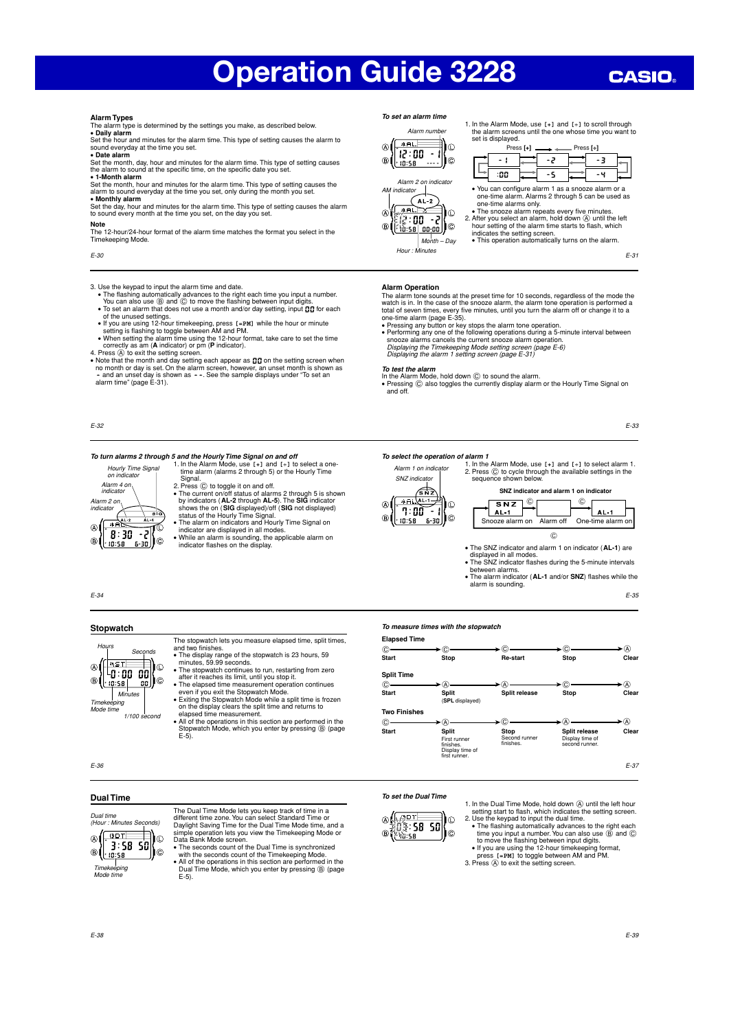# Operation Guide 3228

### Alarm Types

The alarm type is determined by the settings you make, as described below.

- **Daily alarm**

Set the hour and minutes for the alarm time. This type of setting causes the alarm to sound everyday at the time you set.

- **Date alarm**

Set the month, day, hour and minutes for the alarm time. This type of setting causes the alarm to sound at the specific time, on the specific date you set.

- **1-Month alarm**

Set the month, hour and minutes for the alarm time. This type of setting causes the alarm to sound everyday at the time you set, only during the month you set.

- **Monthly alarm**

Set the day, hour and minutes for the alarm time. This type of setting causes the alarm to sound every month at the time you set, on the day you set.

**Note**

The 12-hour/24-hour format of the alarm time matches the format you select in the Timekeeping Mode.

***To set an alarm time***

1. In the Alarm Mode, use [+] and [÷] to scroll through the alarm screens until the one whose time you want to set is displayed.

Press [+] → / ← Press [÷]: -1 → -2 → -3 → -4 → -5 → :00 → -1

- You can configure alarm 1 as a snooze alarm or a one-time alarm. Alarms 2 through 5 can be used as one-time alarms only.
- The snooze alarm repeats every five minutes.

2. After you select an alarm, hold down Ⓐ until the left hour setting of the alarm time starts to flash, which indicates the setting screen.
- This operation automatically turns on the alarm.

3. Use the keypad to input the alarm time and date.
- The flashing automatically advances to the right each time you input a number. You can also use Ⓑ and Ⓒ to move the flashing between input digits.
- To set an alarm that does not use a month and/or day setting, input 00 for each of the unused settings.
- If you are using 12-hour timekeeping, press [=PM] while the hour or minute setting is flashing to toggle between AM and PM.
- When setting the alarm time using the 12-hour format, take care to set the time correctly as am (**A** indicator) or pm (**P** indicator).

4. Press Ⓐ to exit the setting screen.
- Note that the month and day setting each appear as 00 on the setting screen when no month or day is set. On the alarm screen, however, an unset month is shown as - and an unset day is shown as - -. See the sample displays under "To set an alarm time" (page E-31).

### Alarm Operation

The alarm tone sounds at the preset time for 10 seconds, regardless of the mode the watch is in. In the case of the snooze alarm, the alarm tone operation is performed a total of seven times, every five minutes, until you turn the alarm off or change it to a one-time alarm (page E-35).

- Pressing any button or key stops the alarm tone operation.
- Performing any one of the following operations during a 5-minute interval between snooze alarms cancels the current snooze alarm operation.
  *Displaying the Timekeeping Mode setting screen (page E-6)*
  *Displaying the alarm 1 setting screen (page E-31)*

***To test the alarm***

In the Alarm Mode, hold down Ⓒ to sound the alarm.

- Pressing Ⓒ also toggles the currently display alarm or the Hourly Time Signal on and off.

***To turn alarms 2 through 5 and the Hourly Time Signal on and off***

1. In the Alarm Mode, use [+] and [÷] to select a one-time alarm (alarms 2 through 5) or the Hourly Time Signal.
2. Press Ⓒ to toggle it on and off.
- The current on/off status of alarms 2 through 5 is shown by indicators (**AL-2** through **AL-5**). The **SIG** indicator shows the on (**SIG** displayed)/off (**SIG** not displayed) status of the Hourly Time Signal.
- The alarm on indicators and Hourly Time Signal on indicator are displayed in all modes.
- While an alarm is sounding, the applicable alarm on indicator flashes on the display.

***To select the operation of alarm 1***

1. In the Alarm Mode, use [+] and [÷] to select alarm 1.
2. Press Ⓒ to cycle through the available settings in the sequence shown below.

**SNZ indicator and alarm 1 on indicator**

Snooze alarm on (SNZ, AL-1) → Ⓒ → Alarm off → Ⓒ → One-time alarm on (AL-1) → Ⓒ → Snooze alarm on

- The SNZ indicator and alarm 1 on indicator (**AL-1**) are displayed in all modes.
- The SNZ indicator flashes during the 5-minute intervals between alarms.
- The alarm indicator (**AL-1** and/or **SNZ**) flashes while the alarm is sounding.

## Stopwatch

The stopwatch lets you measure elapsed time, split times, and two finishes.

- The display range of the stopwatch is 23 hours, 59 minutes, 59.99 seconds.
- The stopwatch continues to run, restarting from zero after it reaches its limit, until you stop it.
- The elapsed time measurement operation continues even if you exit the Stopwatch Mode.
- Exiting the Stopwatch Mode while a split time is frozen on the display clears the split time and returns to elapsed time measurement.
- All of the operations in this section are performed in the Stopwatch Mode, which you enter by pressing Ⓑ (page E-5).

***To measure times with the stopwatch***

**Elapsed Time**

Ⓒ Start → Ⓒ Stop → Ⓒ Re-start → Ⓒ Stop → Ⓐ Clear

**Split Time**

Ⓒ Start → Ⓐ Split (SPL displayed) → Ⓐ Split release → Ⓒ Stop → Ⓐ Clear

**Two Finishes**

Ⓒ Start → Ⓐ Split (First runner finishes. Display time of first runner.) → Ⓒ Stop (Second runner finishes.) → Ⓐ Split release (Display time of second runner.) → Ⓐ Clear

## Dual Time

The Dual Time Mode lets you keep track of time in a different time zone. You can select Standard Time or Daylight Saving Time for the Dual Time Mode time, and a simple operation lets you view the Timekeeping Mode or Data Bank Mode screen.

- The seconds count of the Dual Time is synchronized with the seconds count of the Timekeeping Mode.
- All of the operations in this section are performed in the Dual Time Mode, which you enter by pressing Ⓑ (page E-5).

***To set the Dual Time***

1. In the Dual Time Mode, hold down Ⓐ until the left hour setting start to flash, which indicates the setting screen.
2. Use the keypad to input the dual time.
- The flashing automatically advances to the right each time you input a number. You can also use Ⓑ and Ⓒ to move the flashing between input digits.
- If you are using the 12-hour timekeeping format, press [=PM] to toggle between AM and PM.
3. Press Ⓐ to exit the setting screen.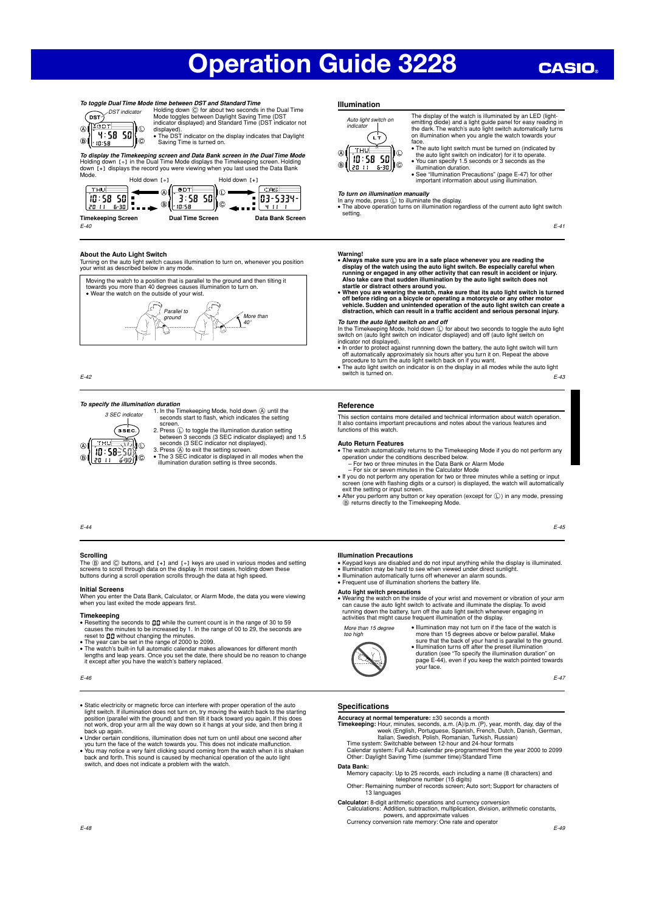# Operation Guide 3228

**To toggle Dual Time Mode time between DST and Standard Time**

Holding down Ⓒ for about two seconds in the Dual Time Mode toggles between Daylight Saving Time (DST indicator displayed) and Standard Time (DST indicator not displayed).

- The DST indicator on the display indicates that Daylight Saving Time is turned on.

**To display the Timekeeping screen and Data Bank screen in the Dual Time Mode**

Holding down [÷] in the Dual Time Mode displays the Timekeeping screen. Holding down [+] displays the record you were viewing when you last used the Data Bank Mode.

Timekeeping Screen — Hold down [÷] — Dual Time Screen — Hold down [+] — Data Bank Screen

## Illumination

The display of the watch is illuminated by an LED (light-emitting diode) and a light guide panel for easy reading in the dark. The watch's auto light switch automatically turns on illumination when you angle the watch towards your face.

- The auto light switch must be turned on (indicated by the auto light switch on indicator) for it to operate.
- You can specify 1.5 seconds or 3 seconds as the illumination duration.
- See "Illumination Precautions" (page E-47) for other important information about using illumination.

**To turn on illumination manually**

In any mode, press Ⓛ to illuminate the display.

- The above operation turns on illumination regardless of the current auto light switch setting.

### About the Auto Light Switch

Turning on the auto light switch causes illumination to turn on, whenever you position your wrist as described below in any mode.

Moving the watch to a position that is parallel to the ground and then tilting it towards you more than 40 degrees causes illumination to turn on.

- Wear the watch on the outside of your wrist.

Parallel to ground — More than 40°

**Warning!**

- **Always make sure you are in a safe place whenever you are reading the display of the watch using the auto light switch. Be especially careful when running or engaged in any other activity that can result in accident or injury. Also take care that sudden illumination by the auto light switch does not startle or distract others around you.**
- **When you are wearing the watch, make sure that its auto light switch is turned off before riding on a bicycle or operating a motorcycle or any other motor vehicle. Sudden and unintended operation of the auto light switch can create a distraction, which can result in a traffic accident and serious personal injury.**

**To turn the auto light switch on and off**

In the Timekeeping Mode, hold down Ⓛ for about two seconds to toggle the auto light switch on (auto light switch on indicator displayed) and off (auto light switch on indicator not displayed).

- In order to protect against running down the battery, the auto light switch will turn off automatically approximately six hours after you turn it on. Repeat the above procedure to turn the auto light switch back on if you want.
- The auto light switch on indicator is on the display in all modes while the auto light switch is turned on.

**To specify the illumination duration**

1. In the Timekeeping Mode, hold down Ⓐ until the seconds start to flash, which indicates the setting screen.
2. Press Ⓛ to toggle the illumination duration setting between 3 seconds (3 SEC indicator displayed) and 1.5 seconds (3 SEC indicator not displayed).
3. Press Ⓐ to exit the setting screen.

- The 3 SEC indicator is displayed in all modes when the illumination duration setting is three seconds.

## Reference

This section contains more detailed and technical information about watch operation. It also contains important precautions and notes about the various features and functions of this watch.

### Auto Return Features

- The watch automatically returns to the Timekeeping Mode if you do not perform any operation under the conditions described below.
  - For two or three minutes in the Data Bank or Alarm Mode
  - For six or seven minutes in the Calculator Mode
- If you do not perform any operation for two or three minutes while a setting or input screen (one with flashing digits or a cursor) is displayed, the watch will automatically exit the setting or input screen.
- After you perform any button or key operation (except for Ⓛ) in any mode, pressing Ⓑ returns directly to the Timekeeping Mode.

### Scrolling

The Ⓑ and Ⓒ buttons, and [+] and [÷] keys are used in various modes and setting screens to scroll through data on the display. In most cases, holding down these buttons during a scroll operation scrolls through the data at high speed.

### Initial Screens

When you enter the Data Bank, Calculator, or Alarm Mode, the data you were viewing when you last exited the mode appears first.

### Timekeeping

- Resetting the seconds to 00 while the current count is in the range of 30 to 59 causes the minutes to be increased by 1. In the range of 00 to 29, the seconds are reset to 00 without changing the minutes.
- The year can be set in the range of 2000 to 2099.
- The watch's built-in full automatic calendar makes allowances for different month lengths and leap years. Once you set the date, there should be no reason to change it except after you have the watch's battery replaced.

### Illumination Precautions

- Keypad keys are disabled and do not input anything while the display is illuminated.
- Illumination may be hard to see when viewed under direct sunlight.
- Illumination automatically turns off whenever an alarm sounds.
- Frequent use of illumination shortens the battery life.

**Auto light switch precautions**

- Wearing the watch on the inside of your wrist and movement or vibration of your arm can cause the auto light switch to activate and illuminate the display. To avoid running down the battery, turn off the auto light switch whenever engaging in activities that might cause frequent illumination of the display.

More than 15 degree too high

- Illumination may not turn on if the face of the watch is more than 15 degrees above or below parallel. Make sure that the back of your hand is parallel to the ground.
- Illumination turns off after the preset illumination duration (see "To specify the illumination duration" on page E-44), even if you keep the watch pointed towards your face.

- Static electricity or magnetic force can interfere with proper operation of the auto light switch. If illumination does not turn on, try moving the watch back to the starting position (parallel with the ground) and then tilt it back toward you again. If this does not work, drop your arm all the way down so it hangs at your side, and then bring it back up again.
- Under certain conditions, illumination does not turn on until about one second after you turn the face of the watch towards you. This does not indicate malfunction.
- You may notice a very faint clicking sound coming from the watch when it is shaken back and forth. This sound is caused by mechanical operation of the auto light switch, and does not indicate a problem with the watch.

## Specifications

**Accuracy at normal temperature:** ±30 seconds a month

**Timekeeping:** Hour, minutes, seconds, a.m. (A)/p.m. (P), year, month, day, day of the week (English, Portuguese, Spanish, French, Dutch, Danish, German, Italian, Swedish, Polish, Romanian, Turkish, Russian)

Time system: Switchable between 12-hour and 24-hour formats

Calendar system: Full Auto-calendar pre-programmed from the year 2000 to 2099

Other: Daylight Saving Time (summer time)/Standard Time

**Data Bank:**

Memory capacity: Up to 25 records, each including a name (8 characters) and telephone number (15 digits)

Other: Remaining number of records screen; Auto sort; Support for characters of 13 languages

**Calculator:** 8-digit arithmetic operations and currency conversion

Calculations: Addition, subtraction, multiplication, division, arithmetic constants, powers, and approximate values

Currency conversion rate memory: One rate and operator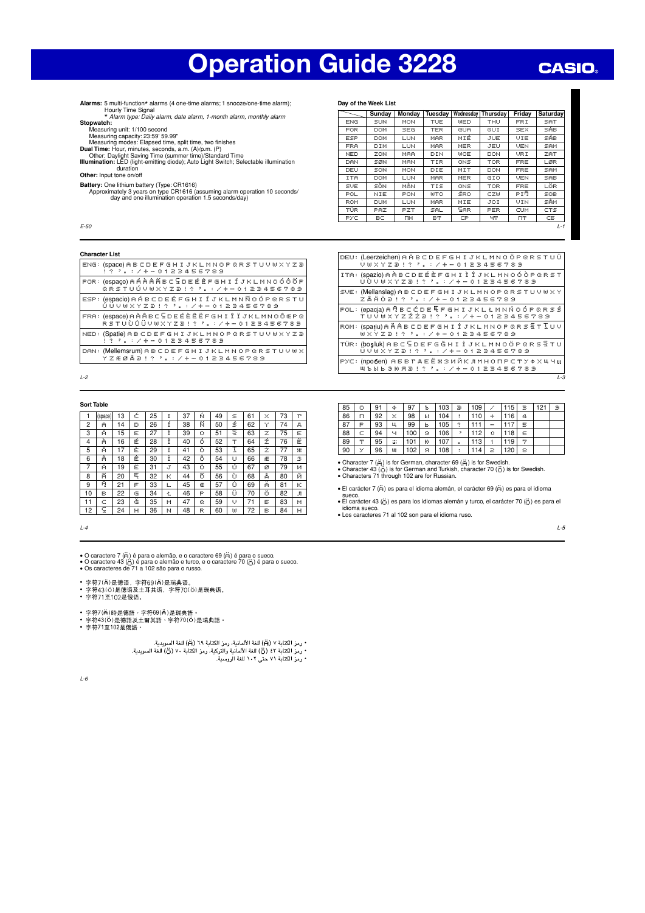# Operation Guide 3228

**CASIO**

**Alarms:** 5 multi-function* alarms (4 one-time alarms; 1 snooze/one-time alarm); Hourly Time Signal

\* *Alarm type: Daily alarm, date alarm, 1-month alarm, monthly alarm*

**Stopwatch:**

Measuring unit: 1/100 second

Measuring capacity: 23:59' 59.99"

Measuring modes: Elapsed time, split time, two finishes

**Dual Time:** Hour, minutes, seconds, a.m. (A)/p.m. (P)

Other: Daylight Saving Time (summer time)/Standard Time

**Illumination:** LED (light-emitting diode); Auto Light Switch; Selectable illumination duration

**Other:** Input tone on/off

**Battery:** One lithium battery (Type: CR1616)

Approximately 3 years on type CR1616 (assuming alarm operation 10 seconds/day and one illumination operation 1.5 seconds/day)

**Day of the Week List**

| | Sunday | Monday | Tuesday | Wednesday | Thursday | Friday | Saturday |
|---|---|---|---|---|---|---|---|
| ENG | SUN | MON | TUE | WED | THU | FRI | SAT |
| POR | DOM | SEG | TER | QUA | QUI | SEX | SÁB |
| ESP | DOM | LUN | MAR | MIÉ | JUE | VIE | SÁB |
| FRA | DIM | LUN | MAR | MER | JEU | VEN | SAM |
| NED | ZON | MAA | DIN | WOE | DON | VRI | ZAT |
| DAN | SØN | MAN | TIR | ONS | TOR | FRE | LØR |
| DEU | SON | MON | DIE | MIT | DON | FRE | SAM |
| ITA | DOM | LUN | MAR | MER | GIO | VEN | SAB |
| SVE | SÖN | MÅN | TIS | ONS | TOR | FRE | LÖR |
| POL | NIE | PON | WTO | ŚRO | CZW | PIĄ | SOB |
| ROM | DUM | LUN | MAR | MIE | JOI | VIN | SÂM |
| TÜR | PAZ | PZT | SAL | ÇAR | PER | CUM | CTS |
| PYC | ВС | ПН | ВТ | СР | ЧТ | ПТ | СБ |

**Character List**

| | |
|---|---|
| ENG: | (space) A B C D E F G H I J K L M N O P Q R S T U V W X Y Z Ə ! ? ' . : / + − 0 1 2 3 4 5 6 7 8 9 |
| POR: | (espaço) A Á À Â Ã B C Ç D E É Ê F G H I Í J K L M N O Ó Ô Õ P Q R S T U Ú Ü V W X Y Z Ə ! ? ' . : / + − 0 1 2 3 4 5 6 7 8 9 |
| ESP: | (espacio) A Á B C D E É F G H I Í J K L M N Ñ O Ó P Q R S T U Ú Ü V W X Y Z Ə ! ? ' . : / + − 0 1 2 3 4 5 6 7 8 9 |
| FRA: | (espace) A À Â B C Ç D E É È Ê Ë F G H I Î Ï J K L M N O Ô Œ P Q R S T U Ù Û Ü V W X Y Z Ə ! ? ' . : / + − 0 1 2 3 4 5 6 7 8 9 |
| NED: | (Spatie) A B C D E F G H I J K L M N O P Q R S T U V W X Y Z Ə ! ? ' . : / + − 0 1 2 3 4 5 6 7 8 9 |
| DAN: | (Mellemsrum) A B C D E F G H I J K L M N O P Q R S T U V W X Y Z Æ Ø Å Ə ! ? ' . : / + − 0 1 2 3 4 5 6 7 8 9 |
| DEU: | (Leerzeichen) A Ä B C D E F G H I J K L M N O Ö P Q R S T U Ü V W X Y Z Ə ! ? ' . : / + − 0 1 2 3 4 5 6 7 8 9 |
| ITA: | (spazio) A À B C D E É È F G H I Ì Í J K L M N O Ó Ò P Q R S T U Ù V W X Y Z Ə ! ? ' . : / + − 0 1 2 3 4 5 6 7 8 9 |
| SVE: | (Mellanslag) A B C D E F G H I J K L M N O P Q R S T U V W X Y Z Å Ä Ö Ə ! ? ' . : / + − 0 1 2 3 4 5 6 7 8 9 |
| POL: | (epacja) A Ą B C Ć D E Ę F G H I J K L Ł M N Ń O Ó P Q R S Ś T U V W X Y Z Ź Ż Ə ! ? ' . : / + − 0 1 2 3 4 5 6 7 8 9 |
| ROM: | (spaţiu) A Ă Â B C D E F G H I Î J K L M N O P Q R S Ş T Ţ U V W X Y Z Ə ! ? ' . : / + − 0 1 2 3 4 5 6 7 8 9 |
| TÜR: | (boşluk) A B C Ç D E F G Ğ H I İ J K L M N O Ö P Q R S Ş T U Ü V W X Y Z Ə ! ? ' . : / + − 0 1 2 3 4 5 6 7 8 9 |
| PYC: | (пробел) А Б В Г Д Е Ё Ж З И Й К Л М Н О П Р С Т У Ф Х Ц Ч Ш Щ Ъ Ы Ь Э Ю Я Ə ! ? ' . : / + − 0 1 2 3 4 5 6 7 8 9 |

**Sort Table**

| | | | | | | | | | | | | | | | | | | | |
|---|---|---|---|---|---|---|---|---|---|---|---|---|---|---|---|---|---|---|---|
| 1 | (space) | 13 | Ć | 25 | Ì | 37 | Ń | 49 | Ś | 61 | X | 73 | Г | 85 | О | 97 | Ъ | 109 | / |
| 2 | A | 14 | D | 26 | Í | 38 | Ñ | 50 | Ş | 62 | Y | 74 | Д | 86 | П | 98 | Ы | 110 | + |
| 3 | Á | 15 | E | 27 | Î | 39 | O | 51 | Ş | 63 | Z | 75 | Е | 87 | Р | 99 | Ь | 111 | − |
| 4 | À | 16 | É | 28 | Ï | 40 | Ó | 52 | T | 64 | Ź | 76 | Ё | 88 | С | 100 | Э | 112 | 0 |
| 5 | Â | 17 | È | 29 | İ | 41 | Ò | 53 | Ţ | 65 | Ż | 77 | Ж | 89 | Т | 101 | Ю | 113 | 1 |
| 6 | Ã | 18 | Ê | 30 | I | 42 | Ô | 54 | U | 66 | Æ | 78 | З | 90 | У | 102 | Я | 114 | 2 |
| 7 | Ä | 19 | Ë | 31 | J | 43 | Ö | 55 | Ú | 67 | Ø | 79 | И | 91 | Ф | 103 | Ə | 115 | 3 |
| 8 | Ă | 20 | Ę | 32 | K | 44 | Õ | 56 | Ù | 68 | Å | 80 | Й | 92 | Х | 104 | ! | 116 | 4 |
| 9 | Ą | 21 | F | 33 | L | 45 | Œ | 57 | Û | 69 | Ä | 81 | К | 93 | Ц | 105 | ? | 117 | 5 |
| 10 | B | 22 | G | 34 | Ł | 46 | P | 58 | Ü | 70 | Ö | 82 | Л | 94 | Ч | 106 | ' | 118 | 6 |
| 11 | C | 23 | Ğ | 35 | M | 47 | Q | 59 | V | 71 | Б | 83 | М | 95 | Ш | 107 | . | 119 | 7 |
| 12 | Ç | 24 | H | 36 | N | 48 | R | 60 | W | 72 | В | 84 | Н | 96 | Щ | 108 | : | 120 | 8 |

| | |
|---|---|
| 121 | 9 |

- Character 7 (Ä) is for German, character 69 (Ä) is for Swedish.
- Character 43 (Ö) is for German and Turkish, character 70 (Ö) is for Swedish.
- Characters 71 through 102 are for Russian.

- El carácter 7 (Ä) es para el idioma alemán, el carácter 69 (Ä) es para el idioma sueco.
- El carácter 43 (Ö) es para los idiomas alemán y turco, el carácter 70 (Ö) es para el idioma sueco.
- Los caracteres 71 al 102 son para el idioma ruso.

- O caractere 7 (Ä) é para o alemão, e o caractere 69 (Ä) é para o sueco.
- O caractere 43 (Ö) é para o alemão e turco, e o caractere 70 (Ö) é para o sueco.
- Os caracteres de 71 a 102 são para o russo.

- 字符7(Ä)是德语，字符69(Ä)是瑞典语。
- 字符43(Ö)是德语及土耳其语、字符70(Ö)是瑞典语。
- 字符71至102是俄语。

- 字符7(Ä)時是德語，字符69(Ä)是瑞典語。
- 字符43(Ö)是德語及土耳其語、字符70(Ö)是瑞典語。
- 字符71至102是俄語。

- رمز الكتابة ٧ (Ä) للغة الألمانية، رمز الكتابة ٦٩ (Ä) للغة السويدية.
- رمز الكتابة ٤٣ (Ö) للغة الألمانية والتركية، رمز الكتابة ٧٠ (Ö) للغة السويدية.
- رمز الكتابة ٧١ حتى ١٠٢ للغة الروسية.